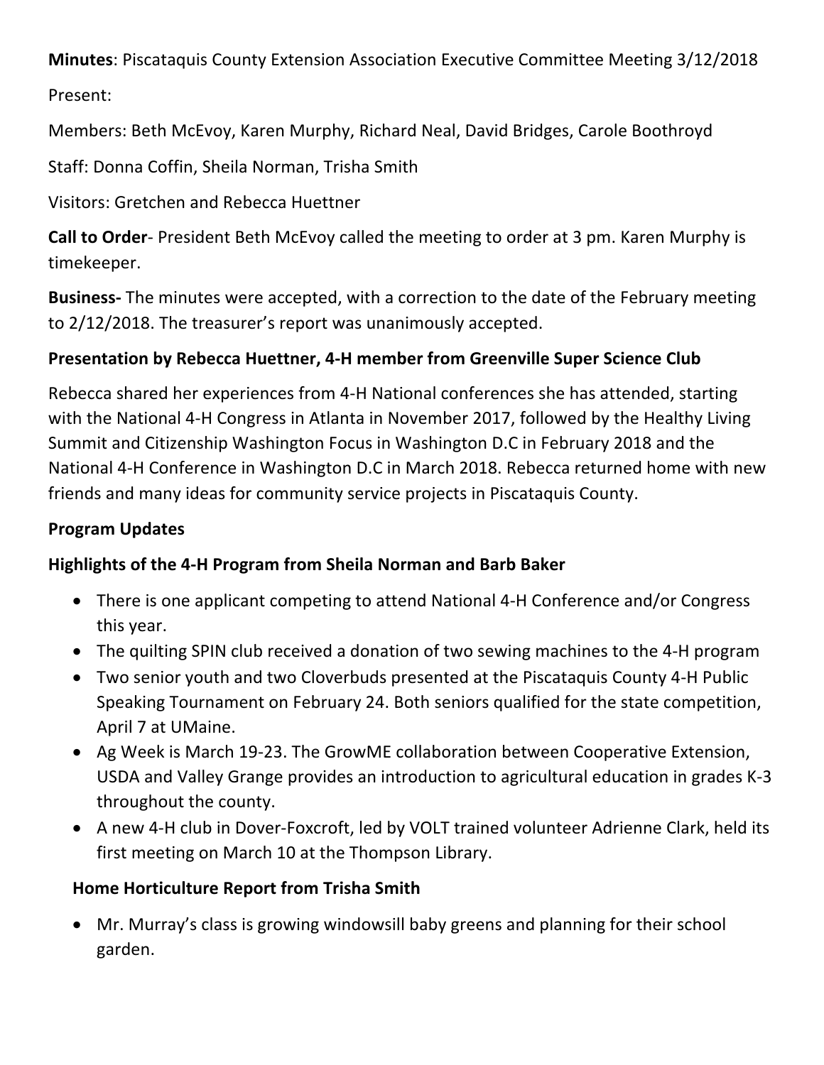**Minutes**: Piscataquis County Extension Association Executive Committee Meeting 3/12/2018

Present:

Members: Beth McEvoy, Karen Murphy, Richard Neal, David Bridges, Carole Boothroyd

Staff: Donna Coffin, Sheila Norman, Trisha Smith

Visitors: Gretchen and Rebecca Huettner

**Call to Order**- President Beth McEvoy called the meeting to order at 3 pm. Karen Murphy is timekeeper.

**Business-** The minutes were accepted, with a correction to the date of the February meeting to 2/12/2018. The treasurer's report was unanimously accepted.

**Presentation by Rebecca Huettner, 4-H member from Greenville Super Science Club**

Rebecca shared her experiences from 4-H National conferences she has attended, starting with the National 4-H Congress in Atlanta in November 2017, followed by the Healthy Living Summit and Citizenship Washington Focus in Washington D.C in February 2018 and the National 4-H Conference in Washington D.C in March 2018. Rebecca returned home with new friends and many ideas for community service projects in Piscataquis County.

**Program Updates**

**Highlights of the 4-H Program from Sheila Norman and Barb Baker**

- There is one applicant competing to attend National 4-H Conference and/or Congress this year.
- The quilting SPIN club received a donation of two sewing machines to the 4-H program
- Two senior youth and two Cloverbuds presented at the Piscataquis County 4-H Public Speaking Tournament on February 24. Both seniors qualified for the state competition, April 7 at UMaine.
- Ag Week is March 19-23. The GrowME collaboration between Cooperative Extension, USDA and Valley Grange provides an introduction to agricultural education in grades K-3 throughout the county.
- A new 4-H club in Dover-Foxcroft, led by VOLT trained volunteer Adrienne Clark, held its first meeting on March 10 at the Thompson Library.

**Home Horticulture Report from Trisha Smith**

- Mr. Murray's class is growing windowsill baby greens and planning for their school garden.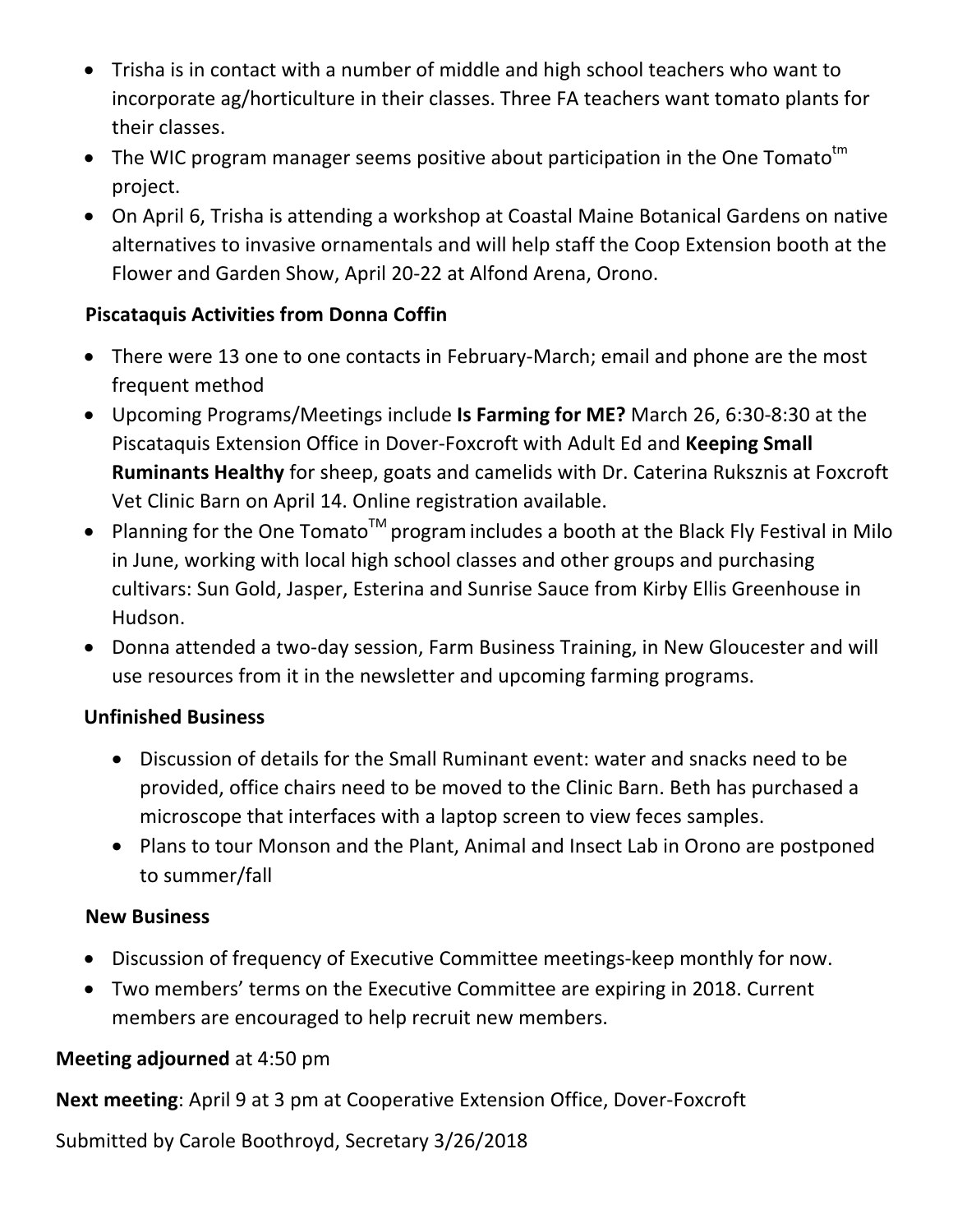- Trisha is in contact with a number of middle and high school teachers who want to incorporate ag/horticulture in their classes. Three FA teachers want tomato plants for their classes.
- The WIC program manager seems positive about participation in the One Tomato™ project.
- On April 6, Trisha is attending a workshop at Coastal Maine Botanical Gardens on native alternatives to invasive ornamentals and will help staff the Coop Extension booth at the Flower and Garden Show, April 20-22 at Alfond Arena, Orono.

**Piscataquis Activities from Donna Coffin**

- There were 13 one to one contacts in February-March; email and phone are the most frequent method
- Upcoming Programs/Meetings include **Is Farming for ME?** March 26, 6:30-8:30 at the Piscataquis Extension Office in Dover-Foxcroft with Adult Ed and **Keeping Small Ruminants Healthy** for sheep, goats and camelids with Dr. Caterina Rukisznis at Foxcroft Vet Clinic Barn on April 14. Online registration available.
- Planning for the One Tomato™ program includes a booth at the Black Fly Festival in Milo in June, working with local high school classes and other groups and purchasing cultivars: Sun Gold, Jasper, Esterina and Sunrise Sauce from Kirby Ellis Greenhouse in Hudson.
- Donna attended a two-day session, Farm Business Training, in New Gloucester and will use resources from it in the newsletter and upcoming farming programs.

**Unfinished Business**

- Discussion of details for the Small Ruminant event: water and snacks need to be provided, office chairs need to be moved to the Clinic Barn. Beth has purchased a microscope that interfaces with a laptop screen to view feces samples.
- Plans to tour Monson and the Plant, Animal and Insect Lab in Orono are postponed to summer/fall

**New Business**

- Discussion of frequency of Executive Committee meetings-keep monthly for now.
- Two members' terms on the Executive Committee are expiring in 2018. Current members are encouraged to help recruit new members.

**Meeting adjourned** at 4:50 pm

**Next meeting**: April 9 at 3 pm at Cooperative Extension Office, Dover-Foxcroft

Submitted by Carole Boothroyd, Secretary 3/26/2018